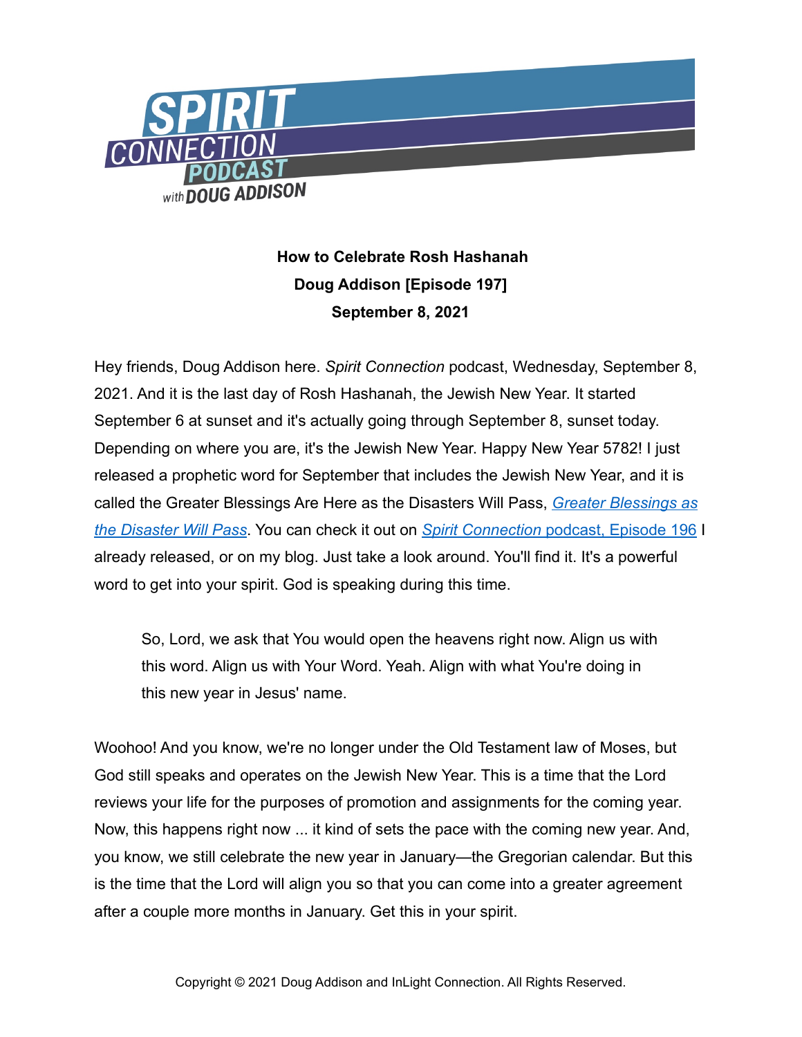# How to Celebrate Rosh Hashanah

**Doug Addison [Episode 197]**

**September 8, 2021**

Hey friends, Doug Addison here. *Spirit Connection* podcast, Wednesday, September 8, 2021. And it is the last day of Rosh Hashanah, the Jewish New Year. It started September 6 at sunset and it's actually going through September 8, sunset today. Depending on where you are, it's the Jewish New Year. Happy New Year 5782! I just released a prophetic word for September that includes the Jewish New Year, and it is called the Greater Blessings Are Here as the Disasters Will Pass, *Greater Blessings as the Disaster Will Pass*. You can check it out on *Spirit Connection* podcast, Episode 196 I already released, or on my blog. Just take a look around. You'll find it. It's a powerful word to get into your spirit. God is speaking during this time.

> So, Lord, we ask that You would open the heavens right now. Align us with this word. Align us with Your Word. Yeah. Align with what You're doing in this new year in Jesus' name.

Woohoo! And you know, we're no longer under the Old Testament law of Moses, but God still speaks and operates on the Jewish New Year. This is a time that the Lord reviews your life for the purposes of promotion and assignments for the coming year. Now, this happens right now ... it kind of sets the pace with the coming new year. And, you know, we still celebrate the new year in January—the Gregorian calendar. But this is the time that the Lord will align you so that you can come into a greater agreement after a couple more months in January. Get this in your spirit.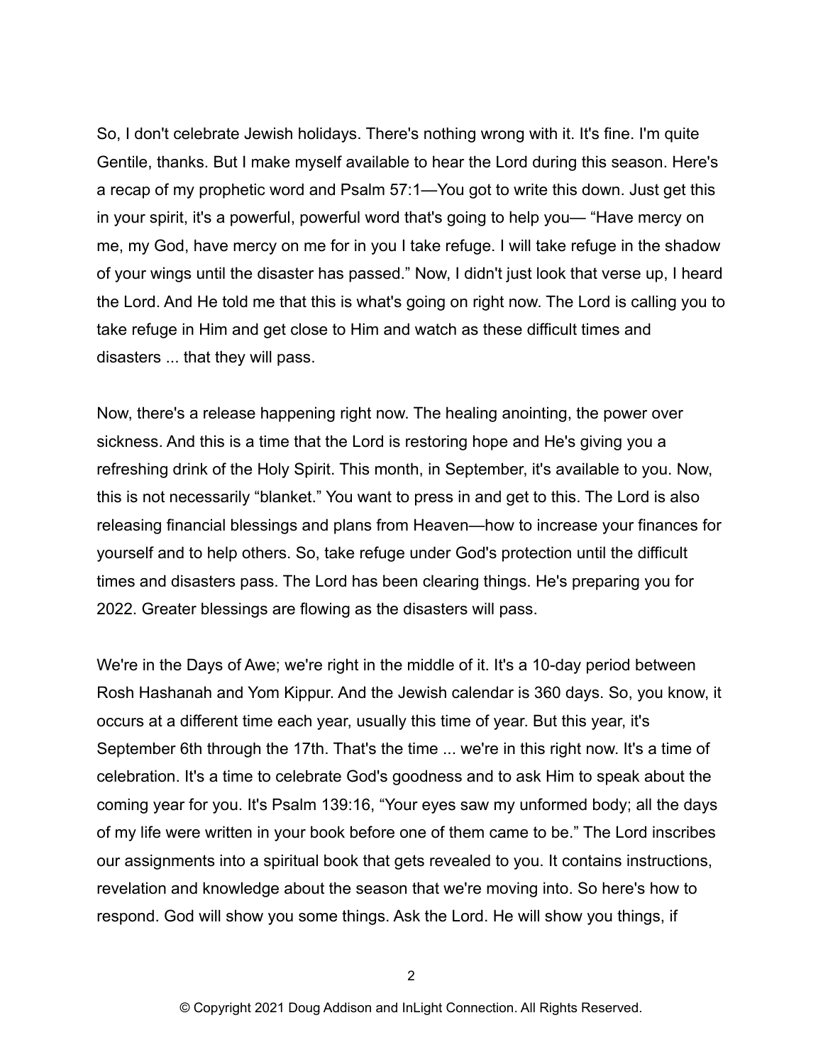So, I don't celebrate Jewish holidays. There's nothing wrong with it. It's fine. I'm quite Gentile, thanks. But I make myself available to hear the Lord during this season. Here's a recap of my prophetic word and Psalm 57:1—You got to write this down. Just get this in your spirit, it's a powerful, powerful word that's going to help you— “Have mercy on me, my God, have mercy on me for in you I take refuge. I will take refuge in the shadow of your wings until the disaster has passed.” Now, I didn't just look that verse up, I heard the Lord. And He told me that this is what's going on right now. The Lord is calling you to take refuge in Him and get close to Him and watch as these difficult times and disasters ... that they will pass.

Now, there's a release happening right now. The healing anointing, the power over sickness. And this is a time that the Lord is restoring hope and He's giving you a refreshing drink of the Holy Spirit. This month, in September, it's available to you. Now, this is not necessarily “blanket.” You want to press in and get to this. The Lord is also releasing financial blessings and plans from Heaven—how to increase your finances for yourself and to help others. So, take refuge under God's protection until the difficult times and disasters pass. The Lord has been clearing things. He's preparing you for 2022. Greater blessings are flowing as the disasters will pass.

We're in the Days of Awe; we're right in the middle of it. It's a 10-day period between Rosh Hashanah and Yom Kippur. And the Jewish calendar is 360 days. So, you know, it occurs at a different time each year, usually this time of year. But this year, it's September 6th through the 17th. That's the time ... we're in this right now. It's a time of celebration. It's a time to celebrate God's goodness and to ask Him to speak about the coming year for you. It's Psalm 139:16, “Your eyes saw my unformed body; all the days of my life were written in your book before one of them came to be.” The Lord inscribes our assignments into a spiritual book that gets revealed to you. It contains instructions, revelation and knowledge about the season that we're moving into. So here's how to respond. God will show you some things. Ask the Lord. He will show you things, if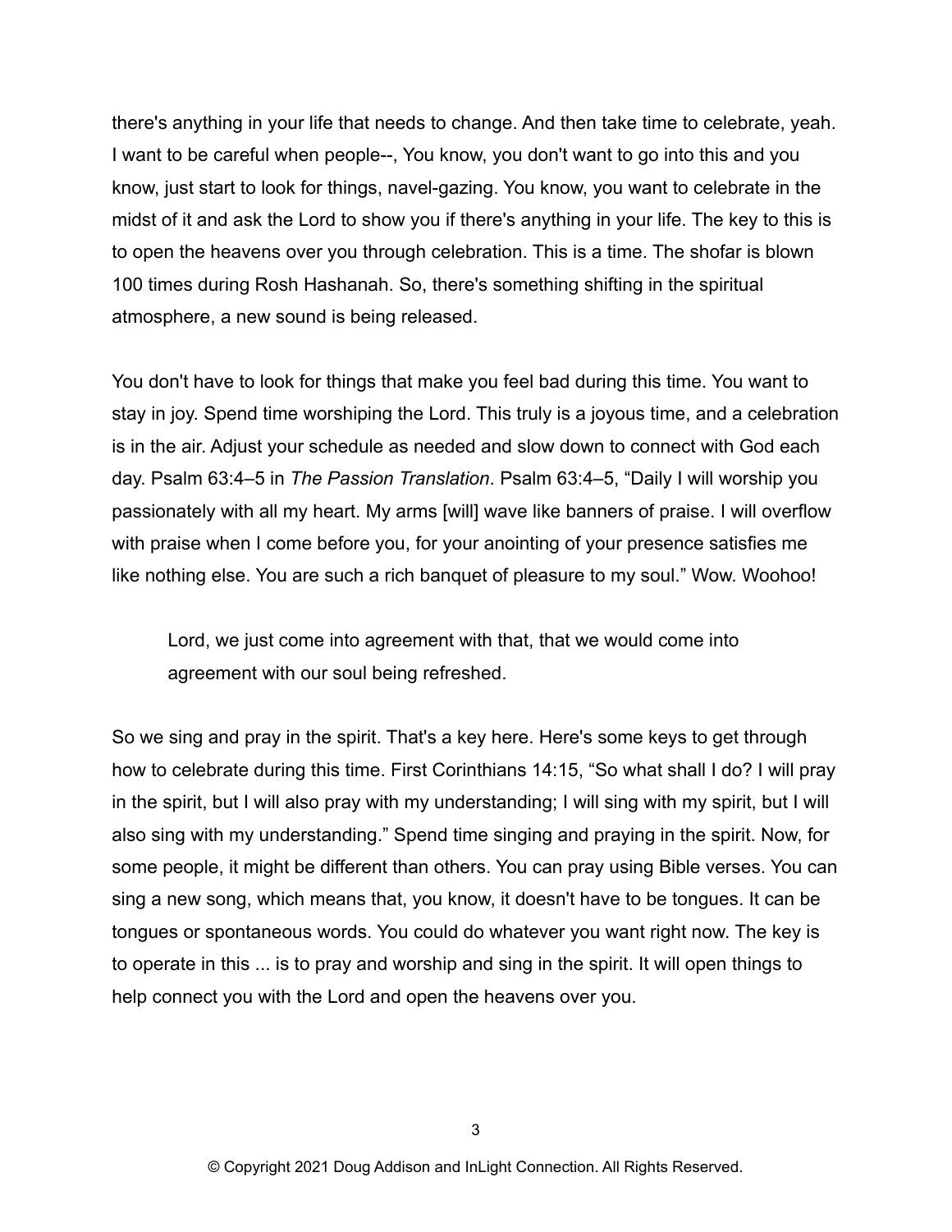there's anything in your life that needs to change. And then take time to celebrate, yeah. I want to be careful when people--, You know, you don't want to go into this and you know, just start to look for things, navel-gazing. You know, you want to celebrate in the midst of it and ask the Lord to show you if there's anything in your life. The key to this is to open the heavens over you through celebration. This is a time. The shofar is blown 100 times during Rosh Hashanah. So, there's something shifting in the spiritual atmosphere, a new sound is being released.

You don't have to look for things that make you feel bad during this time. You want to stay in joy. Spend time worshiping the Lord. This truly is a joyous time, and a celebration is in the air. Adjust your schedule as needed and slow down to connect with God each day. Psalm 63:4–5 in *The Passion Translation*. Psalm 63:4–5, "Daily I will worship you passionately with all my heart. My arms [will] wave like banners of praise. I will overflow with praise when I come before you, for your anointing of your presence satisfies me like nothing else. You are such a rich banquet of pleasure to my soul." Wow. Woohoo!

> Lord, we just come into agreement with that, that we would come into agreement with our soul being refreshed.

So we sing and pray in the spirit. That's a key here. Here's some keys to get through how to celebrate during this time. First Corinthians 14:15, "So what shall I do? I will pray in the spirit, but I will also pray with my understanding; I will sing with my spirit, but I will also sing with my understanding." Spend time singing and praying in the spirit. Now, for some people, it might be different than others. You can pray using Bible verses. You can sing a new song, which means that, you know, it doesn't have to be tongues. It can be tongues or spontaneous words. You could do whatever you want right now. The key is to operate in this ... is to pray and worship and sing in the spirit. It will open things to help connect you with the Lord and open the heavens over you.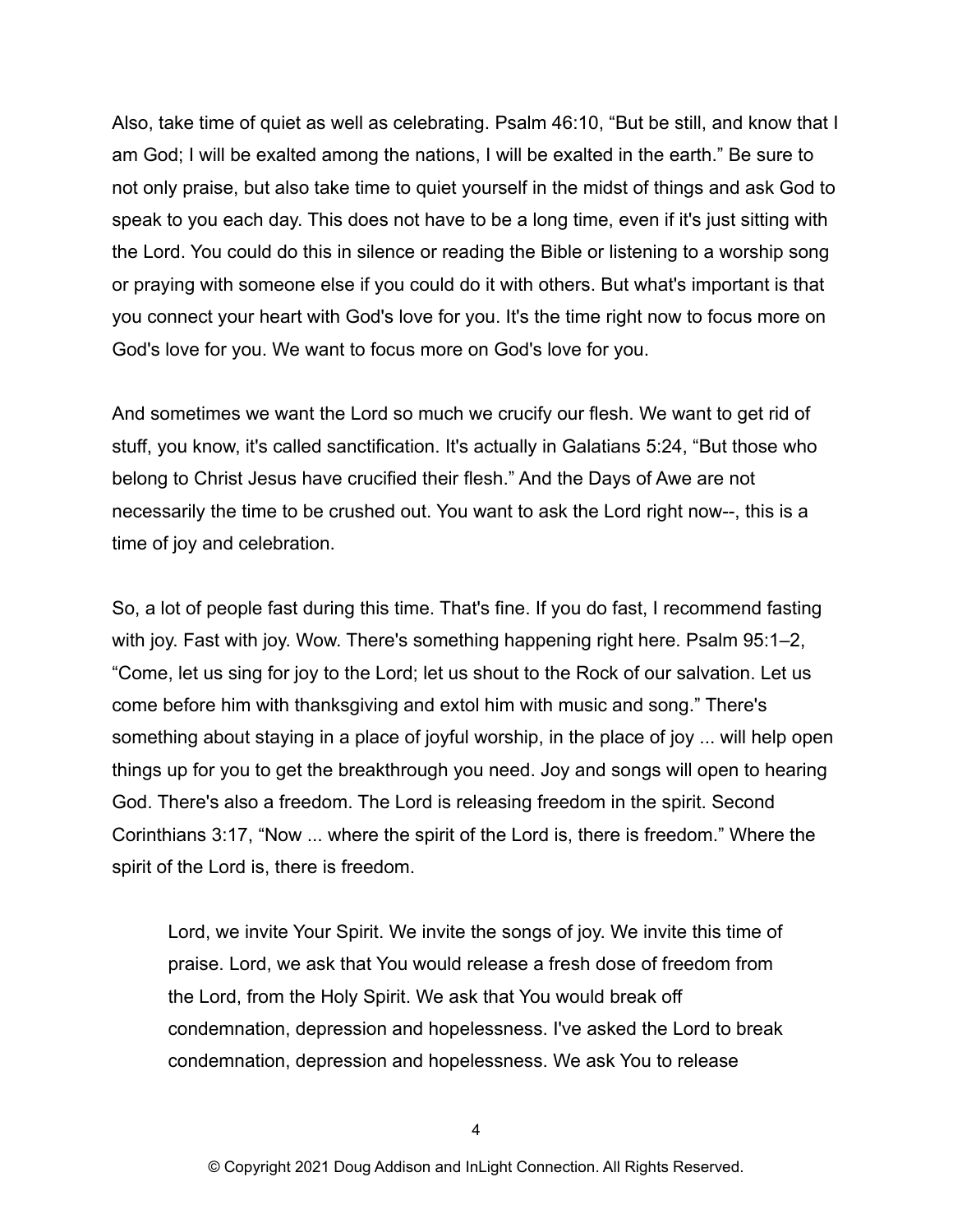Also, take time of quiet as well as celebrating. Psalm 46:10, “But be still, and know that I am God; I will be exalted among the nations, I will be exalted in the earth.” Be sure to not only praise, but also take time to quiet yourself in the midst of things and ask God to speak to you each day. This does not have to be a long time, even if it's just sitting with the Lord. You could do this in silence or reading the Bible or listening to a worship song or praying with someone else if you could do it with others. But what's important is that you connect your heart with God's love for you. It's the time right now to focus more on God's love for you. We want to focus more on God's love for you.

And sometimes we want the Lord so much we crucify our flesh. We want to get rid of stuff, you know, it's called sanctification. It's actually in Galatians 5:24, “But those who belong to Christ Jesus have crucified their flesh.” And the Days of Awe are not necessarily the time to be crushed out. You want to ask the Lord right now--, this is a time of joy and celebration.

So, a lot of people fast during this time. That's fine. If you do fast, I recommend fasting with joy. Fast with joy. Wow. There's something happening right here. Psalm 95:1–2, “Come, let us sing for joy to the Lord; let us shout to the Rock of our salvation. Let us come before him with thanksgiving and extol him with music and song.” There's something about staying in a place of joyful worship, in the place of joy ... will help open things up for you to get the breakthrough you need. Joy and songs will open to hearing God. There's also a freedom. The Lord is releasing freedom in the spirit. Second Corinthians 3:17, “Now ... where the spirit of the Lord is, there is freedom.” Where the spirit of the Lord is, there is freedom.

> Lord, we invite Your Spirit. We invite the songs of joy. We invite this time of praise. Lord, we ask that You would release a fresh dose of freedom from the Lord, from the Holy Spirit. We ask that You would break off condemnation, depression and hopelessness. I've asked the Lord to break condemnation, depression and hopelessness. We ask You to release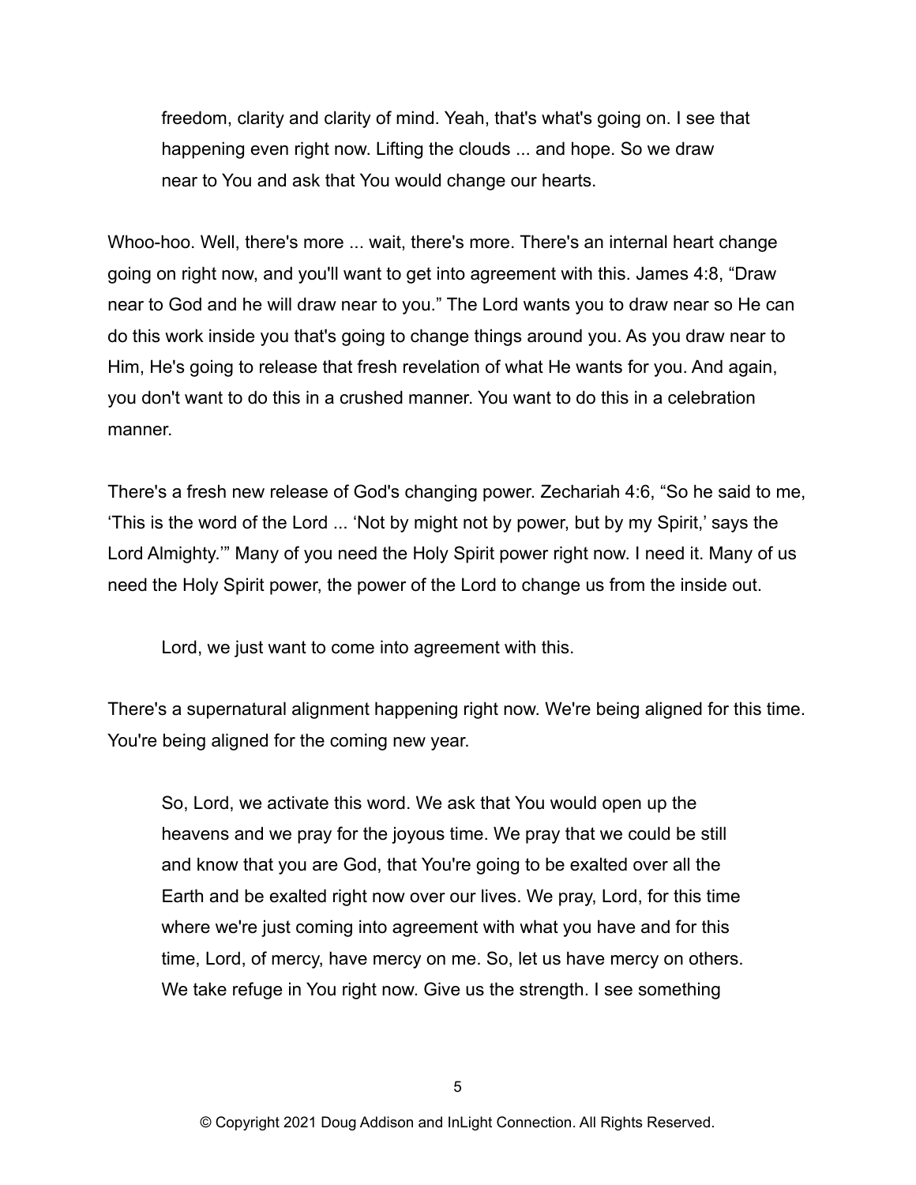> freedom, clarity and clarity of mind. Yeah, that's what's going on. I see that happening even right now. Lifting the clouds ... and hope. So we draw near to You and ask that You would change our hearts.

Whoo-hoo. Well, there's more ... wait, there's more. There's an internal heart change going on right now, and you'll want to get into agreement with this. James 4:8, “Draw near to God and he will draw near to you.” The Lord wants you to draw near so He can do this work inside you that's going to change things around you. As you draw near to Him, He's going to release that fresh revelation of what He wants for you. And again, you don't want to do this in a crushed manner. You want to do this in a celebration manner.

There's a fresh new release of God's changing power. Zechariah 4:6, “So he said to me, ‘This is the word of the Lord ... ‘Not by might not by power, but by my Spirit,’ says the Lord Almighty.’” Many of you need the Holy Spirit power right now. I need it. Many of us need the Holy Spirit power, the power of the Lord to change us from the inside out.

> Lord, we just want to come into agreement with this.

There's a supernatural alignment happening right now. We're being aligned for this time. You're being aligned for the coming new year.

> So, Lord, we activate this word. We ask that You would open up the heavens and we pray for the joyous time. We pray that we could be still and know that you are God, that You're going to be exalted over all the Earth and be exalted right now over our lives. We pray, Lord, for this time where we're just coming into agreement with what you have and for this time, Lord, of mercy, have mercy on me. So, let us have mercy on others. We take refuge in You right now. Give us the strength. I see something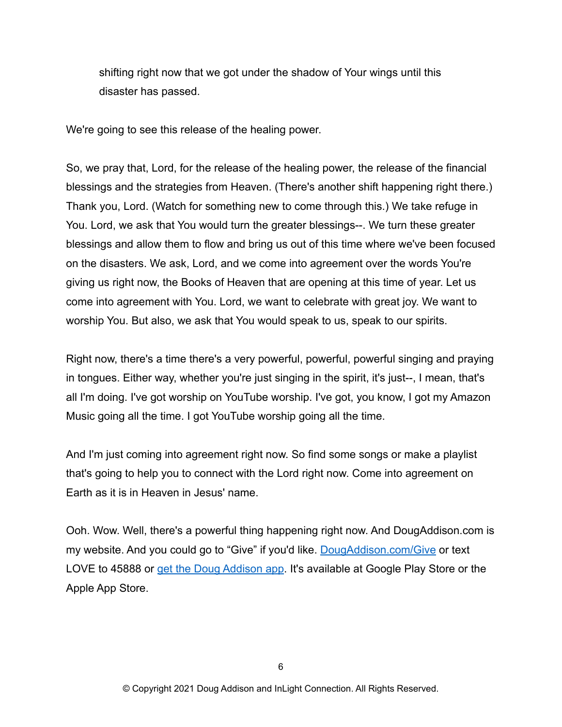> shifting right now that we got under the shadow of Your wings until this disaster has passed.

We're going to see this release of the healing power.

So, we pray that, Lord, for the release of the healing power, the release of the financial blessings and the strategies from Heaven. (There's another shift happening right there.) Thank you, Lord. (Watch for something new to come through this.) We take refuge in You. Lord, we ask that You would turn the greater blessings--. We turn these greater blessings and allow them to flow and bring us out of this time where we've been focused on the disasters. We ask, Lord, and we come into agreement over the words You're giving us right now, the Books of Heaven that are opening at this time of year. Let us come into agreement with You. Lord, we want to celebrate with great joy. We want to worship You. But also, we ask that You would speak to us, speak to our spirits.

Right now, there's a time there's a very powerful, powerful, powerful singing and praying in tongues. Either way, whether you're just singing in the spirit, it's just--, I mean, that's all I'm doing. I've got worship on YouTube worship. I've got, you know, I got my Amazon Music going all the time. I got YouTube worship going all the time.

And I'm just coming into agreement right now. So find some songs or make a playlist that's going to help you to connect with the Lord right now. Come into agreement on Earth as it is in Heaven in Jesus' name.

Ooh. Wow. Well, there's a powerful thing happening right now. And DougAddison.com is my website. And you could go to "Give" if you'd like. DougAddison.com/Give or text LOVE to 45888 or get the Doug Addison app. It's available at Google Play Store or the Apple App Store.

© Copyright 2021 Doug Addison and InLight Connection. All Rights Reserved.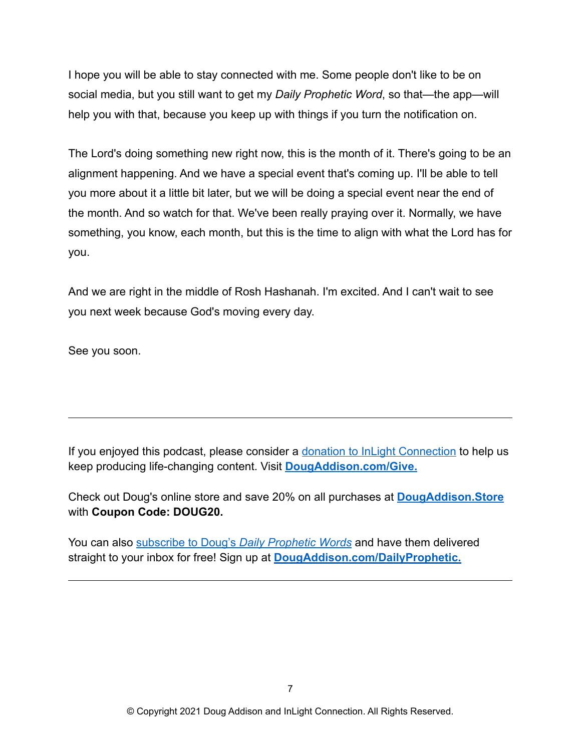I hope you will be able to stay connected with me. Some people don't like to be on social media, but you still want to get my *Daily Prophetic Word*, so that—the app—will help you with that, because you keep up with things if you turn the notification on.

The Lord's doing something new right now, this is the month of it. There's going to be an alignment happening. And we have a special event that's coming up. I'll be able to tell you more about it a little bit later, but we will be doing a special event near the end of the month. And so watch for that. We've been really praying over it. Normally, we have something, you know, each month, but this is the time to align with what the Lord has for you.

And we are right in the middle of Rosh Hashanah. I'm excited. And I can't wait to see you next week because God's moving every day.

See you soon.

---

If you enjoyed this podcast, please consider a donation to InLight Connection to help us keep producing life-changing content. Visit **DougAddison.com/Give.**

Check out Doug's online store and save 20% on all purchases at **DougAddison.Store** with **Coupon Code: DOUG20.**

You can also subscribe to Doug's *Daily Prophetic Words* and have them delivered straight to your inbox for free! Sign up at **DougAddison.com/DailyProphetic.**

---

© Copyright 2021 Doug Addison and InLight Connection. All Rights Reserved.